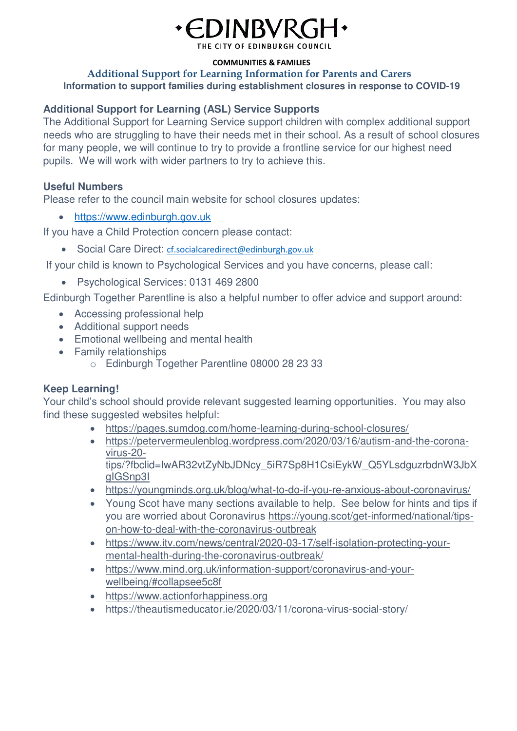# ·EDINBVRGH·

THE CITY OF EDINBURGH COUNCIL

**COMMUNITIES & FAMILIES**

## Additional Support for Learning Information for Parents and Carers

**Information to support families during establishment closures in response to COVID-19**

### Additional Support for Learning (ASL) Service Supports

The Additional Support for Learning Service support children with complex additional support needs who are struggling to have their needs met in their school. As a result of school closures for many people, we will continue to try to provide a frontline service for our highest need pupils. We will work with wider partners to try to achieve this.

### Useful Numbers

Please refer to the council main website for school closures updates:

- https://www.edinburgh.gov.uk

If you have a Child Protection concern please contact:

- Social Care Direct: cf.socialcaredirect@edinburgh.gov.uk

If your child is known to Psychological Services and you have concerns, please call:

- Psychological Services: 0131 469 2800

Edinburgh Together Parentline is also a helpful number to offer advice and support around:

- Accessing professional help
- Additional support needs
- Emotional wellbeing and mental health
- Family relationships
  - Edinburgh Together Parentline 08000 28 23 33

### Keep Learning!

Your child's school should provide relevant suggested learning opportunities. You may also find these suggested websites helpful:

- https://pages.sumdog.com/home-learning-during-school-closures/
- https://petervermeulenblog.wordpress.com/2020/03/16/autism-and-the-corona-virus-20-tips/?fbclid=IwAR32vtZyNbJDNcy_5iR7Sp8H1CsiEykW_Q5YLsdguzrbdnW3JbXgIGSnp3I
- https://youngminds.org.uk/blog/what-to-do-if-you-re-anxious-about-coronavirus/
- Young Scot have many sections available to help. See below for hints and tips if you are worried about Coronavirus https://young.scot/get-informed/national/tips-on-how-to-deal-with-the-coronavirus-outbreak
- https://www.itv.com/news/central/2020-03-17/self-isolation-protecting-your-mental-health-during-the-coronavirus-outbreak/
- https://www.mind.org.uk/information-support/coronavirus-and-your-wellbeing/#collapsee5c8f
- https://www.actionforhappiness.org
- https://theautismeducator.ie/2020/03/11/corona-virus-social-story/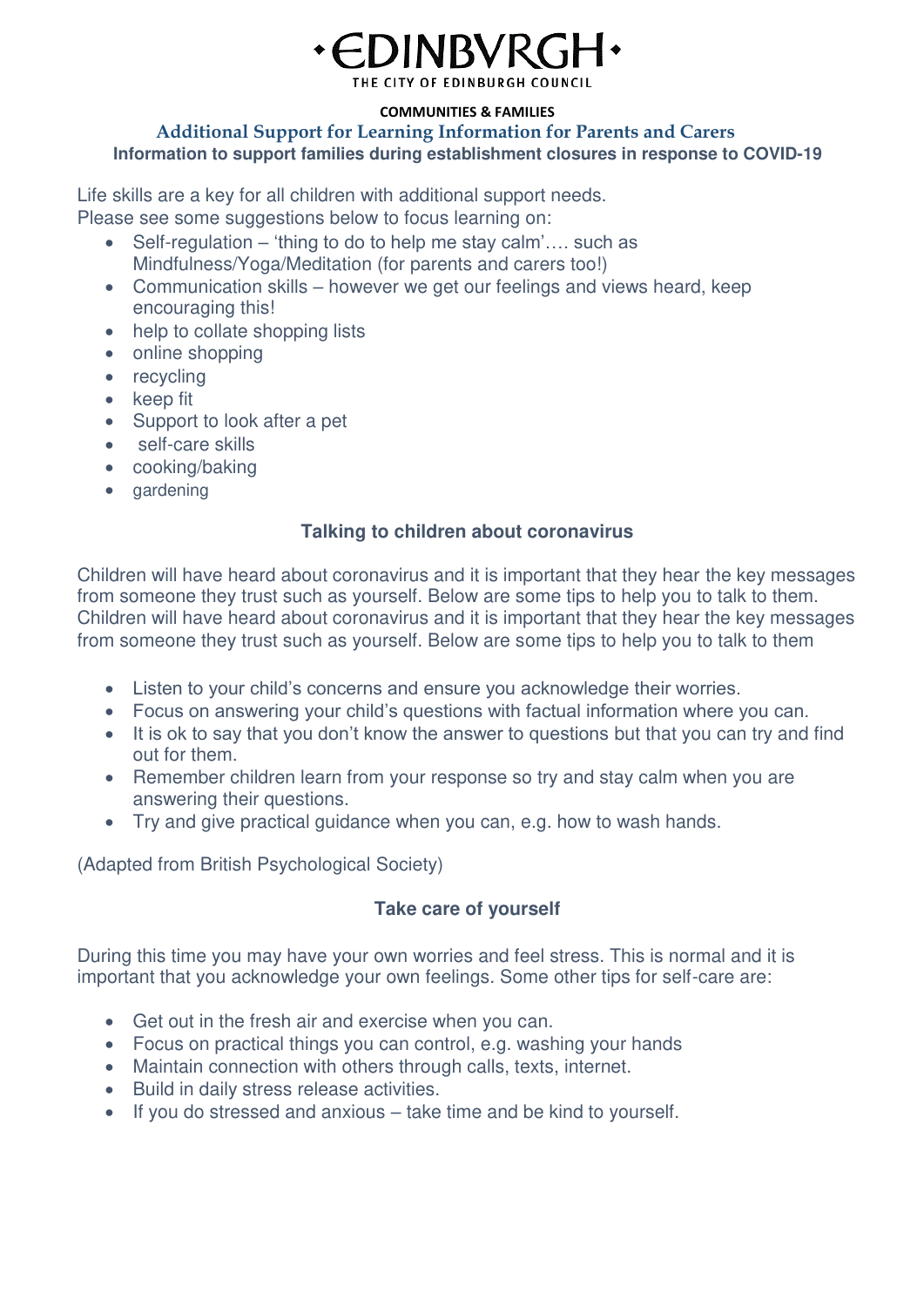# •EDINBVRGH•

THE CITY OF EDINBURGH COUNCIL

**COMMUNITIES & FAMILIES**

## Additional Support for Learning Information for Parents and Carers

**Information to support families during establishment closures in response to COVID-19**

Life skills are a key for all children with additional support needs.
Please see some suggestions below to focus learning on:

- Self-regulation – 'thing to do to help me stay calm'…. such as Mindfulness/Yoga/Meditation (for parents and carers too!)
- Communication skills – however we get our feelings and views heard, keep encouraging this!
- help to collate shopping lists
- online shopping
- recycling
- keep fit
- Support to look after a pet
- self-care skills
- cooking/baking
- gardening

### Talking to children about coronavirus

Children will have heard about coronavirus and it is important that they hear the key messages from someone they trust such as yourself. Below are some tips to help you to talk to them. Children will have heard about coronavirus and it is important that they hear the key messages from someone they trust such as yourself. Below are some tips to help you to talk to them

- Listen to your child's concerns and ensure you acknowledge their worries.
- Focus on answering your child's questions with factual information where you can.
- It is ok to say that you don't know the answer to questions but that you can try and find out for them.
- Remember children learn from your response so try and stay calm when you are answering their questions.
- Try and give practical guidance when you can, e.g. how to wash hands.

(Adapted from British Psychological Society)

### Take care of yourself

During this time you may have your own worries and feel stress. This is normal and it is important that you acknowledge your own feelings. Some other tips for self-care are:

- Get out in the fresh air and exercise when you can.
- Focus on practical things you can control, e.g. washing your hands
- Maintain connection with others through calls, texts, internet.
- Build in daily stress release activities.
- If you do stressed and anxious – take time and be kind to yourself.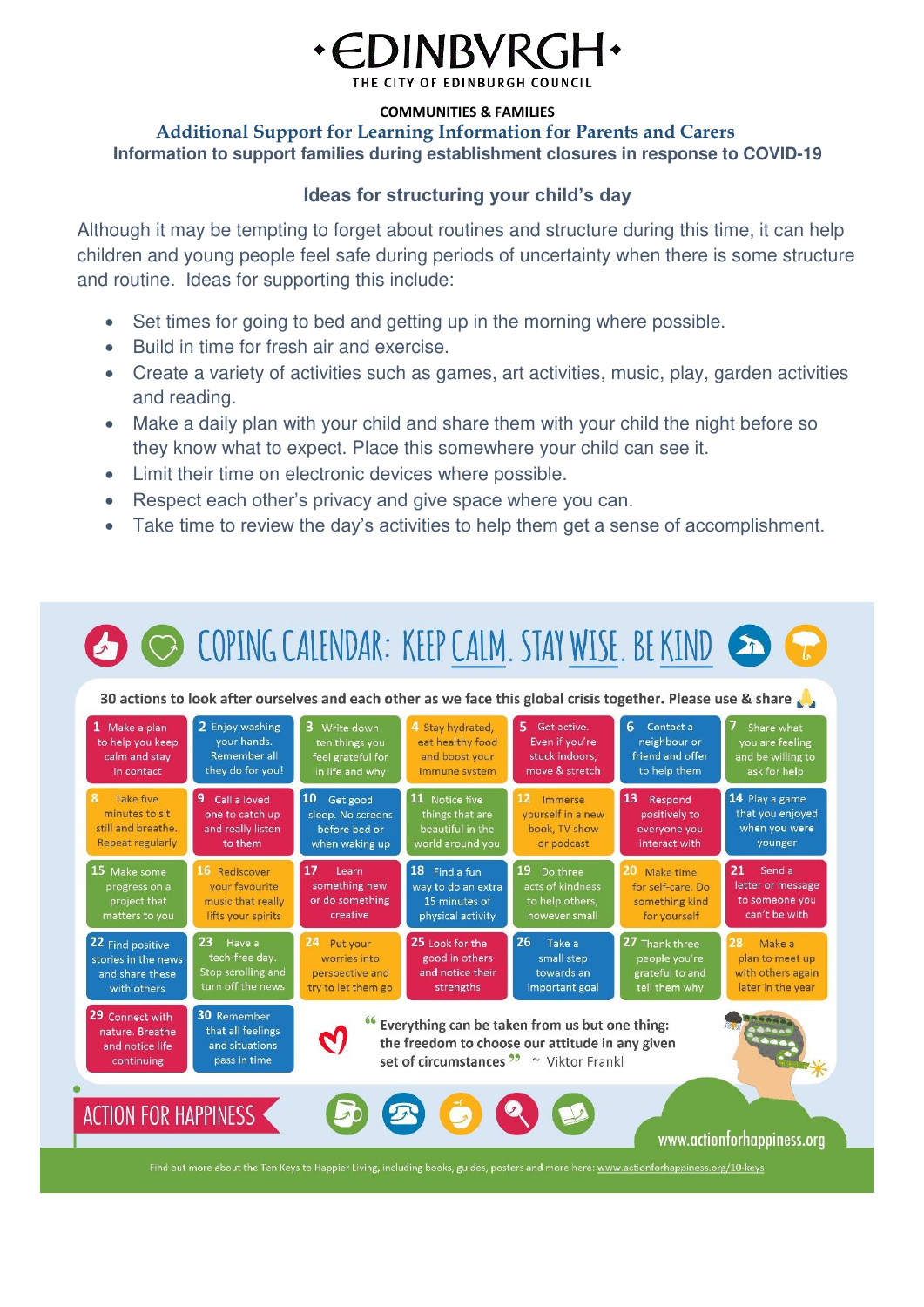# EDINBVRGH

THE CITY OF EDINBURGH COUNCIL

**COMMUNITIES & FAMILIES**

## Additional Support for Learning Information for Parents and Carers

**Information to support families during establishment closures in response to COVID-19**

### Ideas for structuring your child's day

Although it may be tempting to forget about routines and structure during this time, it can help children and young people feel safe during periods of uncertainty when there is some structure and routine. Ideas for supporting this include:

- Set times for going to bed and getting up in the morning where possible.
- Build in time for fresh air and exercise.
- Create a variety of activities such as games, art activities, music, play, garden activities and reading.
- Make a daily plan with your child and share them with your child the night before so they know what to expect. Place this somewhere your child can see it.
- Limit their time on electronic devices where possible.
- Respect each other's privacy and give space where you can.
- Take time to review the day's activities to help them get a sense of accomplishment.

## COPING CALENDAR: KEEP CALM. STAY WISE. BE KIND

**30 actions to look after ourselves and each other as we face this global crisis together. Please use & share**

| | | | | | | |
|---|---|---|---|---|---|---|
| 1 Make a plan to help you keep calm and stay in contact | 2 Enjoy washing your hands. Remember all they do for you! | 3 Write down ten things you feel grateful for in life and why | 4 Stay hydrated, eat healthy food and boost your immune system | 5 Get active. Even if you're stuck indoors, move & stretch | 6 Contact a neighbour or friend and offer to help them | 7 Share what you are feeling and be willing to ask for help |
| 8 Take five minutes to sit still and breathe. Repeat regularly | 9 Call a loved one to catch up and really listen to them | 10 Get good sleep. No screens before bed or when waking up | 11 Notice five things that are beautiful in the world around you | 12 Immerse yourself in a new book, TV show or podcast | 13 Respond positively to everyone you interact with | 14 Play a game that you enjoyed when you were younger |
| 15 Make some progress on a project that matters to you | 16 Rediscover your favourite music that really lifts your spirits | 17 Learn something new or do something creative | 18 Find a fun way to do an extra 15 minutes of physical activity | 19 Do three acts of kindness to help others, however small | 20 Make time for self-care. Do something kind for yourself | 21 Send a letter or message to someone you can't be with |
| 22 Find positive stories in the news and share these with others | 23 Have a tech-free day. Stop scrolling and turn off the news | 24 Put your worries into perspective and try to let them go | 25 Look for the good in others and notice their strengths | 26 Take a small step towards an important goal | 27 Thank three people you're grateful to and tell them why | 28 Make a plan to meet up with others again later in the year |
| 29 Connect with nature. Breathe and notice life continuing | 30 Remember that all feelings and situations pass in time | | | | | |

"Everything can be taken from us but one thing: the freedom to choose our attitude in any given set of circumstances" ~ Viktor Frankl

ACTION FOR HAPPINESS

www.actionforhappiness.org

Find out more about the Ten Keys to Happier Living, including books, guides, posters and more here: www.actionforhappiness.org/10-keys